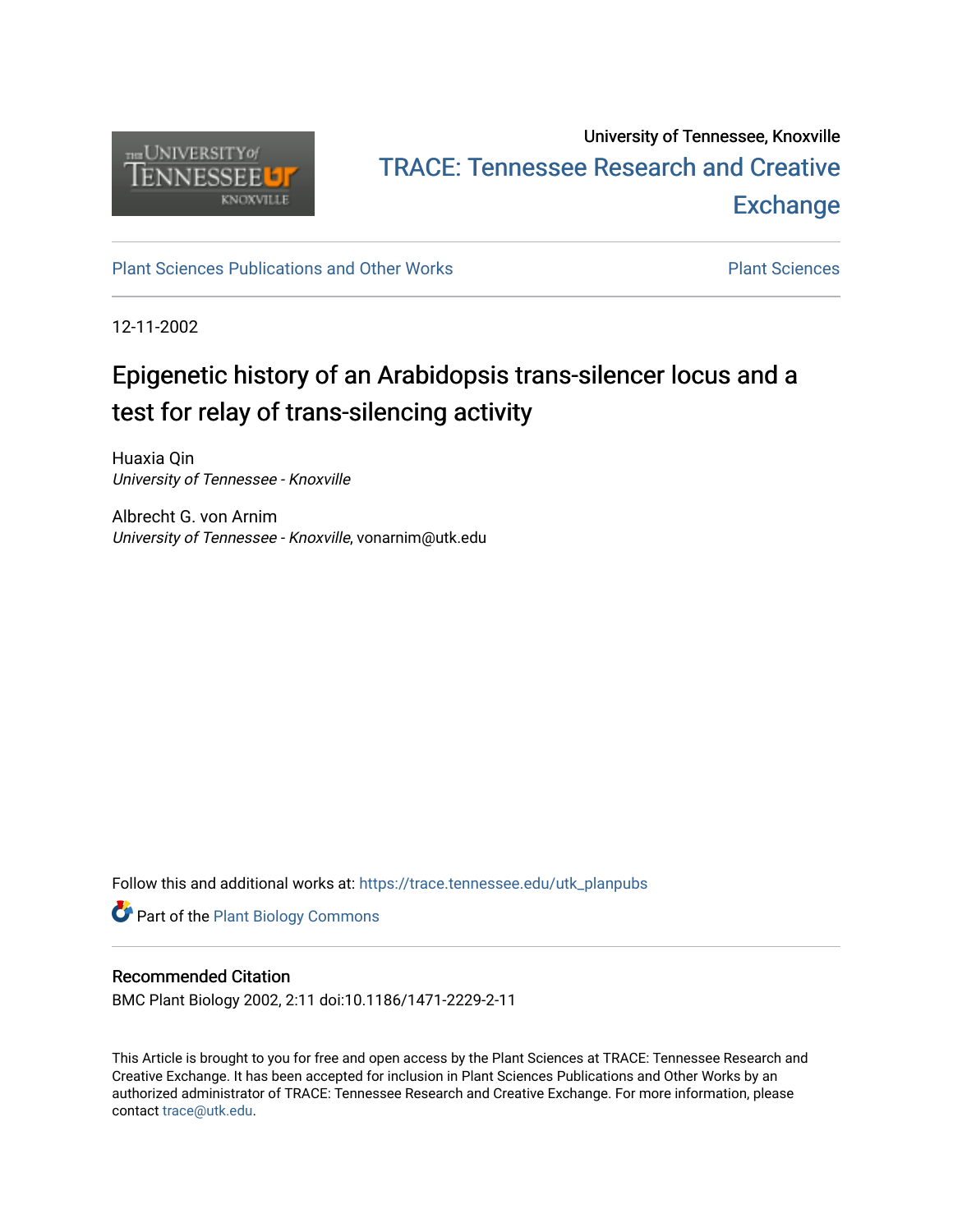University of Tennessee, Knoxville

# TRACE: Tennessee Research and Creative Exchange

Plant Sciences Publications and Other Works

Plant Sciences

12-11-2002

# Epigenetic history of an Arabidopsis trans-silencer locus and a test for relay of trans-silencing activity

Huaxia Qin
*University of Tennessee - Knoxville*

Albrecht G. von Arnim
*University of Tennessee - Knoxville*, vonarnim@utk.edu

Follow this and additional works at: https://trace.tennessee.edu/utk_planpubs

Part of the Plant Biology Commons

### Recommended Citation

BMC Plant Biology 2002, 2:11 doi:10.1186/1471-2229-2-11

This Article is brought to you for free and open access by the Plant Sciences at TRACE: Tennessee Research and Creative Exchange. It has been accepted for inclusion in Plant Sciences Publications and Other Works by an authorized administrator of TRACE: Tennessee Research and Creative Exchange. For more information, please contact trace@utk.edu.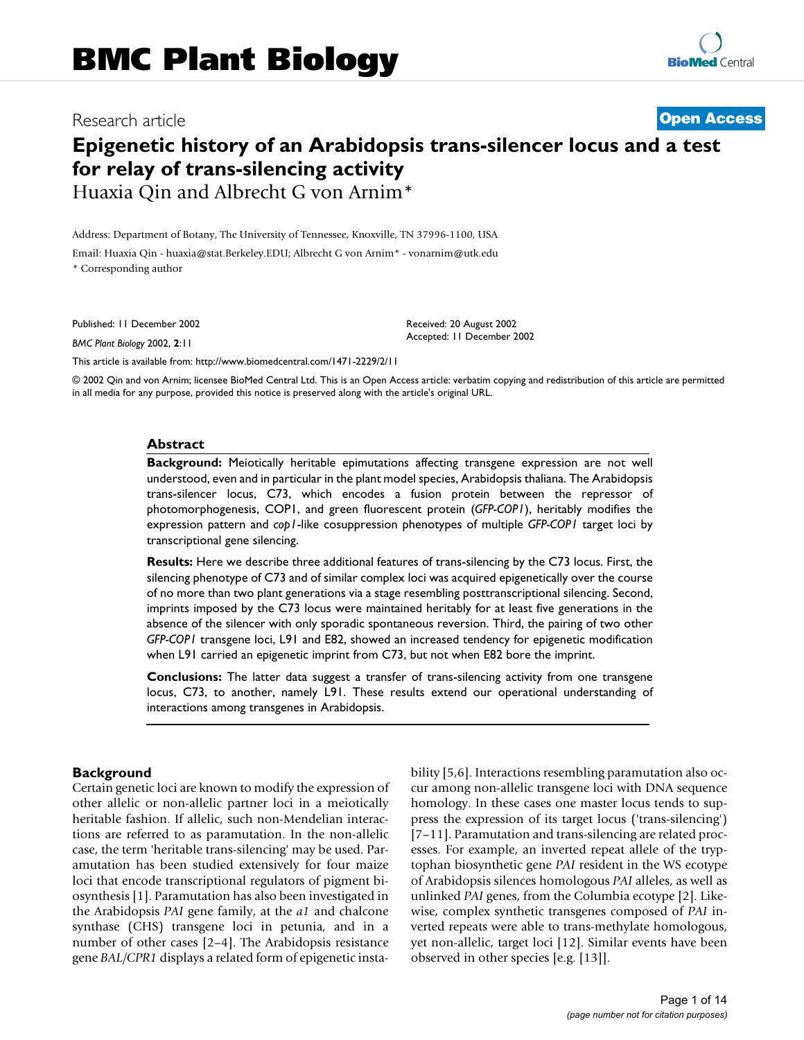# BMC Plant Biology

Research article **Open Access**

# Epigenetic history of an Arabidopsis trans-silencer locus and a test for relay of trans-silencing activity

Huaxia Qin and Albrecht G von Arnim*

Address: Department of Botany, The University of Tennessee, Knoxville, TN 37996-1100, USA

Email: Huaxia Qin - huaxia@stat.Berkeley.EDU; Albrecht G von Arnim* - vonarnim@utk.edu

\* Corresponding author

Published: 11 December 2002

*BMC Plant Biology* 2002, **2**:11

Received: 20 August 2002
Accepted: 11 December 2002

This article is available from: http://www.biomedcentral.com/1471-2229/2/11

© 2002 Qin and von Arnim; licensee BioMed Central Ltd. This is an Open Access article: verbatim copying and redistribution of this article are permitted in all media for any purpose, provided this notice is preserved along with the article's original URL.

## Abstract

**Background:** Meiotically heritable epimutations affecting transgene expression are not well understood, even and in particular in the plant model species, Arabidopsis thaliana. The Arabidopsis trans-silencer locus, C73, which encodes a fusion protein between the repressor of photomorphogenesis, COP1, and green fluorescent protein (*GFP-COP1*), heritably modifies the expression pattern and *cop1*-like cosuppression phenotypes of multiple *GFP-COP1* target loci by transcriptional gene silencing.

**Results:** Here we describe three additional features of trans-silencing by the C73 locus. First, the silencing phenotype of C73 and of similar complex loci was acquired epigenetically over the course of no more than two plant generations via a stage resembling posttranscriptional silencing. Second, imprints imposed by the C73 locus were maintained heritably for at least five generations in the absence of the silencer with only sporadic spontaneous reversion. Third, the pairing of two other *GFP-COP1* transgene loci, L91 and E82, showed an increased tendency for epigenetic modification when L91 carried an epigenetic imprint from C73, but not when E82 bore the imprint.

**Conclusions:** The latter data suggest a transfer of trans-silencing activity from one transgene locus, C73, to another, namely L91. These results extend our operational understanding of interactions among transgenes in Arabidopsis.

## Background

Certain genetic loci are known to modify the expression of other allelic or non-allelic partner loci in a meiotically heritable fashion. If allelic, such non-Mendelian interactions are referred to as paramutation. In the non-allelic case, the term 'heritable trans-silencing' may be used. Paramutation has been studied extensively for four maize loci that encode transcriptional regulators of pigment biosynthesis [1]. Paramutation has also been investigated in the Arabidopsis *PAI* gene family, at the *a1* and chalcone synthase (CHS) transgene loci in petunia, and in a number of other cases [2–4]. The Arabidopsis resistance gene *BAL/CPR1* displays a related form of epigenetic instability [5,6]. Interactions resembling paramutation also occur among non-allelic transgene loci with DNA sequence homology. In these cases one master locus tends to suppress the expression of its target locus ('trans-silencing') [7–11]. Paramutation and trans-silencing are related processes. For example, an inverted repeat allele of the tryptophan biosynthetic gene *PAI* resident in the WS ecotype of Arabidopsis silences homologous *PAI* alleles, as well as unlinked *PAI* genes, from the Columbia ecotype [2]. Likewise, complex synthetic transgenes composed of *PAI* inverted repeats were able to trans-methylate homologous, yet non-allelic, target loci [12]. Similar events have been observed in other species [e.g. [13]].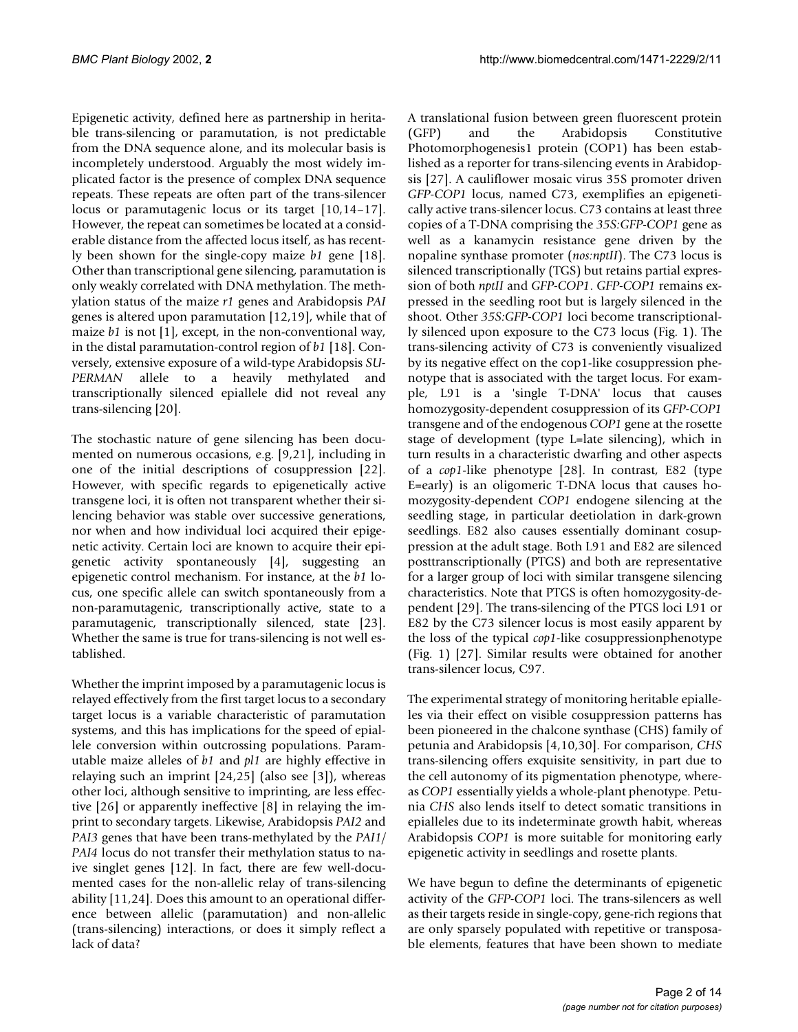Epigenetic activity, defined here as partnership in heritable trans-silencing or paramutation, is not predictable from the DNA sequence alone, and its molecular basis is incompletely understood. Arguably the most widely implicated factor is the presence of complex DNA sequence repeats. These repeats are often part of the trans-silencer locus or paramutagenic locus or its target [10,14–17]. However, the repeat can sometimes be located at a considerable distance from the affected locus itself, as has recently been shown for the single-copy maize *b1* gene [18]. Other than transcriptional gene silencing, paramutation is only weakly correlated with DNA methylation. The methylation status of the maize *r1* genes and Arabidopsis *PAI* genes is altered upon paramutation [12,19], while that of maize *b1* is not [1], except, in the non-conventional way, in the distal paramutation-control region of *b1* [18]. Conversely, extensive exposure of a wild-type Arabidopsis *SUPERMAN* allele to a heavily methylated and transcriptionally silenced epiallele did not reveal any trans-silencing [20].

The stochastic nature of gene silencing has been documented on numerous occasions, e.g. [9,21], including in one of the initial descriptions of cosuppression [22]. However, with specific regards to epigenetically active transgene loci, it is often not transparent whether their silencing behavior was stable over successive generations, nor when and how individual loci acquired their epigenetic activity. Certain loci are known to acquire their epigenetic activity spontaneously [4], suggesting an epigenetic control mechanism. For instance, at the *b1* locus, one specific allele can switch spontaneously from a non-paramutagenic, transcriptionally active, state to a paramutagenic, transcriptionally silenced, state [23]. Whether the same is true for trans-silencing is not well established.

Whether the imprint imposed by a paramutagenic locus is relayed effectively from the first target locus to a secondary target locus is a variable characteristic of paramutation systems, and this has implications for the speed of epiallele conversion within outcrossing populations. Paramutable maize alleles of *b1* and *pl1* are highly effective in relaying such an imprint [24,25] (also see [3]), whereas other loci, although sensitive to imprinting, are less effective [26] or apparently ineffective [8] in relaying the imprint to secondary targets. Likewise, Arabidopsis *PAI2* and *PAI3* genes that have been trans-methylated by the *PAI1*/*PAI4* locus do not transfer their methylation status to naive singlet genes [12]. In fact, there are few well-documented cases for the non-allelic relay of trans-silencing ability [11,24]. Does this amount to an operational difference between allelic (paramutation) and non-allelic (trans-silencing) interactions, or does it simply reflect a lack of data?

A translational fusion between green fluorescent protein (GFP) and the Arabidopsis Constitutive Photomorphogenesis1 protein (COP1) has been established as a reporter for trans-silencing events in Arabidopsis [27]. A cauliflower mosaic virus 35S promoter driven *GFP-COP1* locus, named C73, exemplifies an epigenetically active trans-silencer locus. C73 contains at least three copies of a T-DNA comprising the *35S:GFP-COP1* gene as well as a kanamycin resistance gene driven by the nopaline synthase promoter (*nos:nptII*). The C73 locus is silenced transcriptionally (TGS) but retains partial expression of both *nptII* and *GFP-COP1*. *GFP-COP1* remains expressed in the seedling root but is largely silenced in the shoot. Other *35S:GFP-COP1* loci become transcriptionally silenced upon exposure to the C73 locus (Fig. 1). The trans-silencing activity of C73 is conveniently visualized by its negative effect on the cop1-like cosuppression phenotype that is associated with the target locus. For example, L91 is a 'single T-DNA' locus that causes homozygosity-dependent cosuppression of its *GFP-COP1* transgene and of the endogenous *COP1* gene at the rosette stage of development (type L=late silencing), which in turn results in a characteristic dwarfing and other aspects of a *cop1*-like phenotype [28]. In contrast, E82 (type E=early) is an oligomeric T-DNA locus that causes homozygosity-dependent *COP1* endogene silencing at the seedling stage, in particular deetiolation in dark-grown seedlings. E82 also causes essentially dominant cosuppression at the adult stage. Both L91 and E82 are silenced posttranscriptionally (PTGS) and both are representative for a larger group of loci with similar transgene silencing characteristics. Note that PTGS is often homozygosity-dependent [29]. The trans-silencing of the PTGS loci L91 or E82 by the C73 silencer locus is most easily apparent by the loss of the typical *cop1*-like cosuppressionphenotype (Fig. 1) [27]. Similar results were obtained for another trans-silencer locus, C97.

The experimental strategy of monitoring heritable epialleles via their effect on visible cosuppression patterns has been pioneered in the chalcone synthase (CHS) family of petunia and Arabidopsis [4,10,30]. For comparison, *CHS* trans-silencing offers exquisite sensitivity, in part due to the cell autonomy of its pigmentation phenotype, whereas *COP1* essentially yields a whole-plant phenotype. Petunia *CHS* also lends itself to detect somatic transitions in epialleles due to its indeterminate growth habit, whereas Arabidopsis *COP1* is more suitable for monitoring early epigenetic activity in seedlings and rosette plants.

We have begun to define the determinants of epigenetic activity of the *GFP-COP1* loci. The trans-silencers as well as their targets reside in single-copy, gene-rich regions that are only sparsely populated with repetitive or transposable elements, features that have been shown to mediate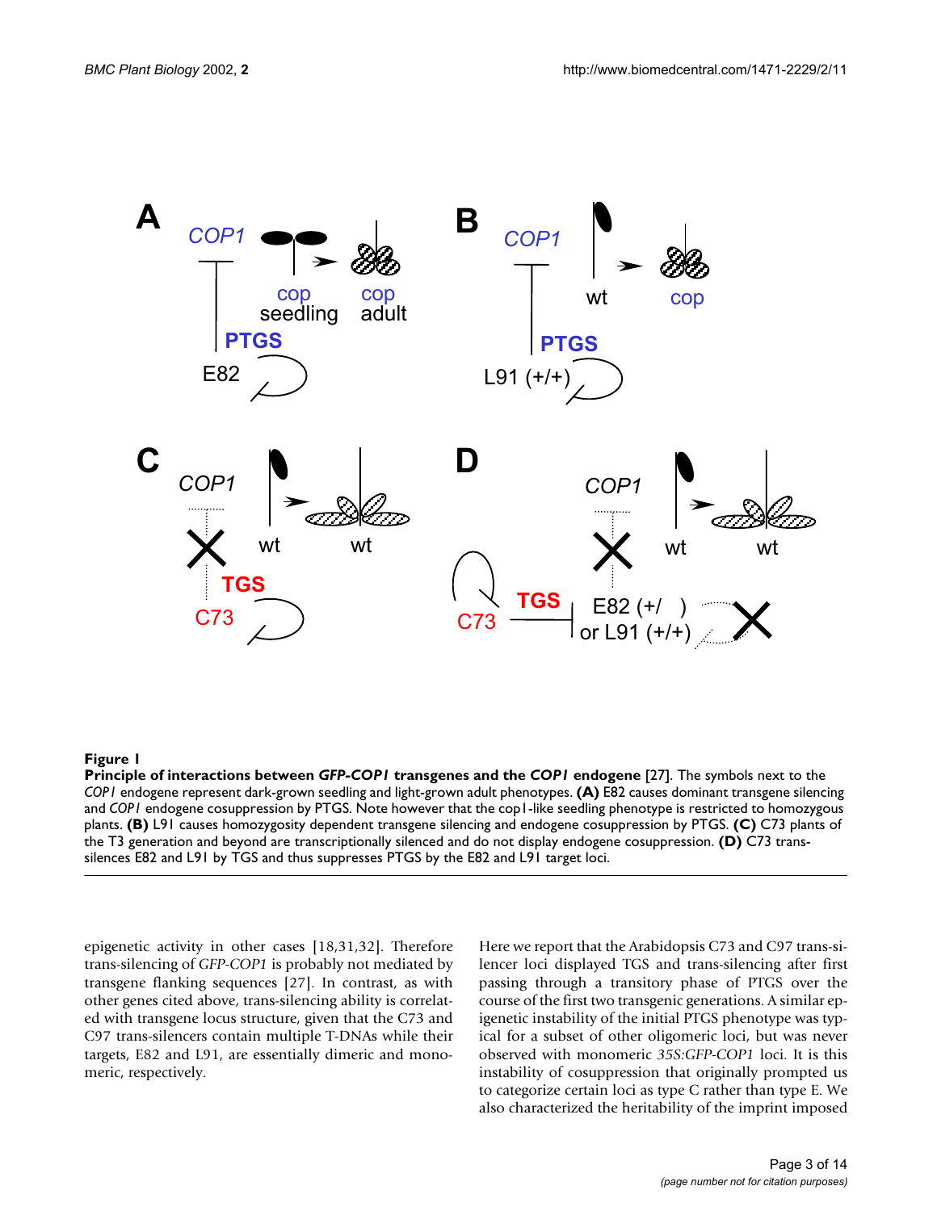**Figure 1**

**Principle of interactions between *GFP-COP1* transgenes and the *COP1* endogene** [27]. The symbols next to the *COP1* endogene represent dark-grown seedling and light-grown adult phenotypes. **(A)** E82 causes dominant transgene silencing and *COP1* endogene cosuppression by PTGS. Note however that the cop1-like seedling phenotype is restricted to homozygous plants. **(B)** L91 causes homozygosity dependent transgene silencing and endogene cosuppression by PTGS. **(C)** C73 plants of the T3 generation and beyond are transcriptionally silenced and do not display endogene cosuppression. **(D)** C73 trans-silences E82 and L91 by TGS and thus suppresses PTGS by the E82 and L91 target loci.

epigenetic activity in other cases [18,31,32]. Therefore trans-silencing of *GFP-COP1* is probably not mediated by transgene flanking sequences [27]. In contrast, as with other genes cited above, trans-silencing ability is correlated with transgene locus structure, given that the C73 and C97 trans-silencers contain multiple T-DNAs while their targets, E82 and L91, are essentially dimeric and monomeric, respectively.

Here we report that the Arabidopsis C73 and C97 trans-silencer loci displayed TGS and trans-silencing after first passing through a transitory phase of PTGS over the course of the first two transgenic generations. A similar epigenetic instability of the initial PTGS phenotype was typical for a subset of other oligomeric loci, but was never observed with monomeric *35S:GFP-COP1* loci. It is this instability of cosuppression that originally prompted us to categorize certain loci as type C rather than type E. We also characterized the heritability of the imprint imposed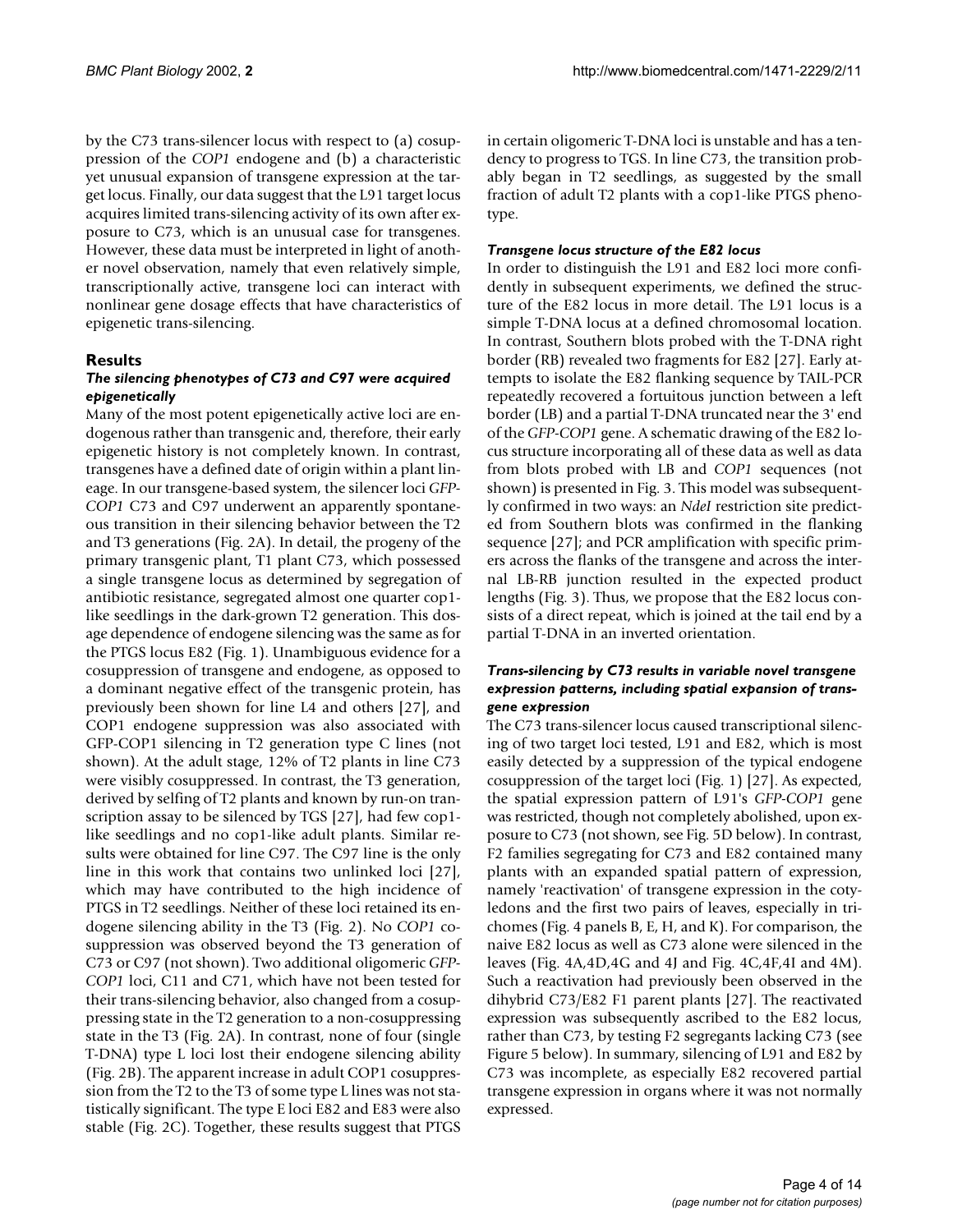by the C73 trans-silencer locus with respect to (a) cosuppression of the *COP1* endogene and (b) a characteristic yet unusual expansion of transgene expression at the target locus. Finally, our data suggest that the L91 target locus acquires limited trans-silencing activity of its own after exposure to C73, which is an unusual case for transgenes. However, these data must be interpreted in light of another novel observation, namely that even relatively simple, transcriptionally active, transgene loci can interact with nonlinear gene dosage effects that have characteristics of epigenetic trans-silencing.

## Results

### The silencing phenotypes of C73 and C97 were acquired epigenetically

Many of the most potent epigenetically active loci are endogenous rather than transgenic and, therefore, their early epigenetic history is not completely known. In contrast, transgenes have a defined date of origin within a plant lineage. In our transgene-based system, the silencer loci *GFP-COP1* C73 and C97 underwent an apparently spontaneous transition in their silencing behavior between the T2 and T3 generations (Fig. 2A). In detail, the progeny of the primary transgenic plant, T1 plant C73, which possessed a single transgene locus as determined by segregation of antibiotic resistance, segregated almost one quarter cop1-like seedlings in the dark-grown T2 generation. This dosage dependence of endogene silencing was the same as for the PTGS locus E82 (Fig. 1). Unambiguous evidence for a cosuppression of transgene and endogene, as opposed to a dominant negative effect of the transgenic protein, has previously been shown for line L4 and others [27], and COP1 endogene suppression was also associated with GFP-COP1 silencing in T2 generation type C lines (not shown). At the adult stage, 12% of T2 plants in line C73 were visibly cosuppressed. In contrast, the T3 generation, derived by selfing of T2 plants and known by run-on transcription assay to be silenced by TGS [27], had few cop1-like seedlings and no cop1-like adult plants. Similar results were obtained for line C97. The C97 line is the only line in this work that contains two unlinked loci [27], which may have contributed to the high incidence of PTGS in T2 seedlings. Neither of these loci retained its endogene silencing ability in the T3 (Fig. 2). No *COP1* cosuppression was observed beyond the T3 generation of C73 or C97 (not shown). Two additional oligomeric *GFP-COP1* loci, C11 and C71, which have not been tested for their trans-silencing behavior, also changed from a cosuppressing state in the T2 generation to a non-cosuppressing state in the T3 (Fig. 2A). In contrast, none of four (single T-DNA) type L loci lost their endogene silencing ability (Fig. 2B). The apparent increase in adult COP1 cosuppression from the T2 to the T3 of some type L lines was not statistically significant. The type E loci E82 and E83 were also stable (Fig. 2C). Together, these results suggest that PTGS in certain oligomeric T-DNA loci is unstable and has a tendency to progress to TGS. In line C73, the transition probably began in T2 seedlings, as suggested by the small fraction of adult T2 plants with a cop1-like PTGS phenotype.

### Transgene locus structure of the E82 locus

In order to distinguish the L91 and E82 loci more confidently in subsequent experiments, we defined the structure of the E82 locus in more detail. The L91 locus is a simple T-DNA locus at a defined chromosomal location. In contrast, Southern blots probed with the T-DNA right border (RB) revealed two fragments for E82 [27]. Early attempts to isolate the E82 flanking sequence by TAIL-PCR repeatedly recovered a fortuitous junction between a left border (LB) and a partial T-DNA truncated near the 3' end of the *GFP-COP1* gene. A schematic drawing of the E82 locus structure incorporating all of these data as well as data from blots probed with LB and *COP1* sequences (not shown) is presented in Fig. 3. This model was subsequently confirmed in two ways: an *NdeI* restriction site predicted from Southern blots was confirmed in the flanking sequence [27]; and PCR amplification with specific primers across the flanks of the transgene and across the internal LB-RB junction resulted in the expected product lengths (Fig. 3). Thus, we propose that the E82 locus consists of a direct repeat, which is joined at the tail end by a partial T-DNA in an inverted orientation.

### Trans-silencing by C73 results in variable novel transgene expression patterns, including spatial expansion of transgene expression

The C73 trans-silencer locus caused transcriptional silencing of two target loci tested, L91 and E82, which is most easily detected by a suppression of the typical endogene cosuppression of the target loci (Fig. 1) [27]. As expected, the spatial expression pattern of L91's *GFP-COP1* gene was restricted, though not completely abolished, upon exposure to C73 (not shown, see Fig. 5D below). In contrast, F2 families segregating for C73 and E82 contained many plants with an expanded spatial pattern of expression, namely 'reactivation' of transgene expression in the cotyledons and the first two pairs of leaves, especially in trichomes (Fig. 4 panels B, E, H, and K). For comparison, the naive E82 locus as well as C73 alone were silenced in the leaves (Fig. 4A,4D,4G and 4J and Fig. 4C,4F,4I and 4M). Such a reactivation had previously been observed in the dihybrid C73/E82 F1 parent plants [27]. The reactivated expression was subsequently ascribed to the E82 locus, rather than C73, by testing F2 segregants lacking C73 (see Figure 5 below). In summary, silencing of L91 and E82 by C73 was incomplete, as especially E82 recovered partial transgene expression in organs where it was not normally expressed.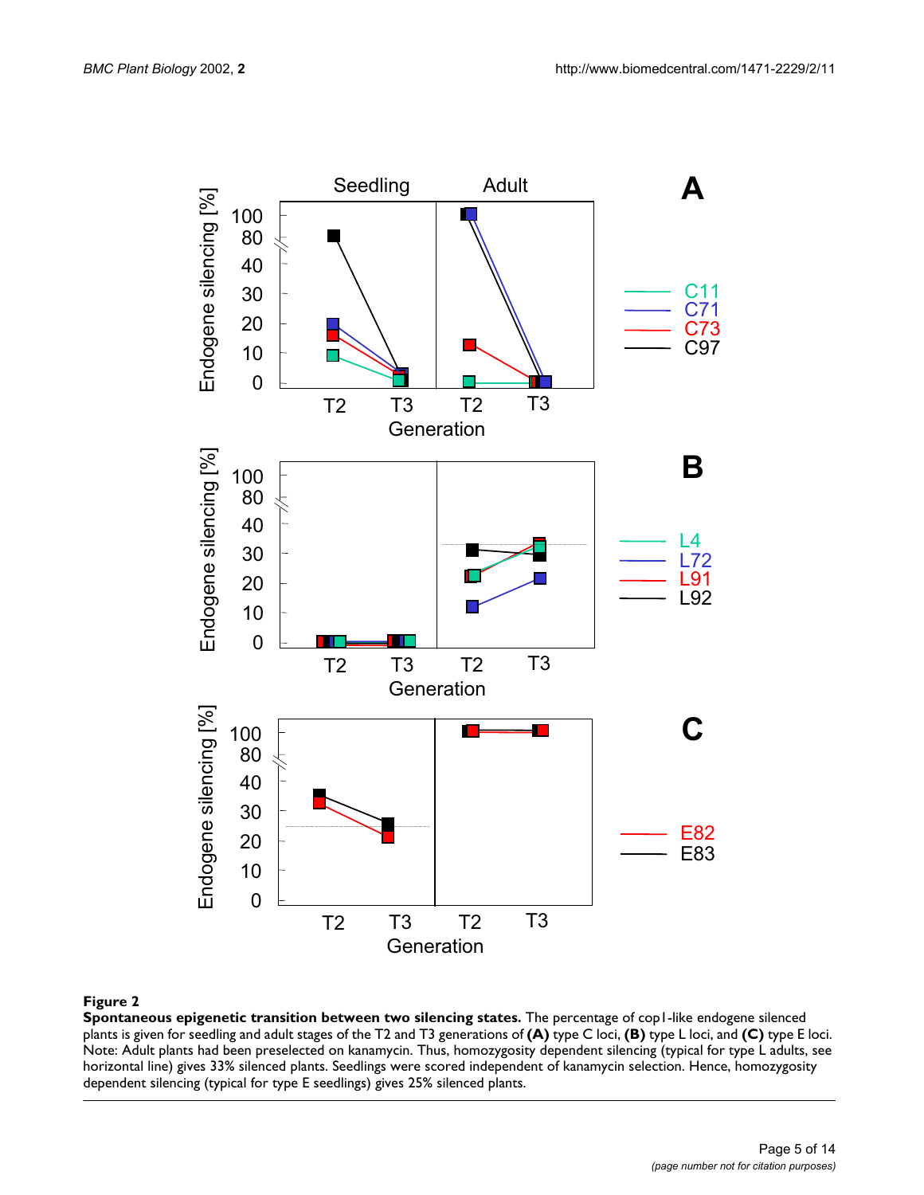**Figure 2**

**Spontaneous epigenetic transition between two silencing states.** The percentage of cop1-like endogene silenced plants is given for seedling and adult stages of the T2 and T3 generations of **(A)** type C loci, **(B)** type L loci, and **(C)** type E loci. Note: Adult plants had been preselected on kanamycin. Thus, homozygosity dependent silencing (typical for type L adults, see horizontal line) gives 33% silenced plants. Seedlings were scored independent of kanamycin selection. Hence, homozygosity dependent silencing (typical for type E seedlings) gives 25% silenced plants.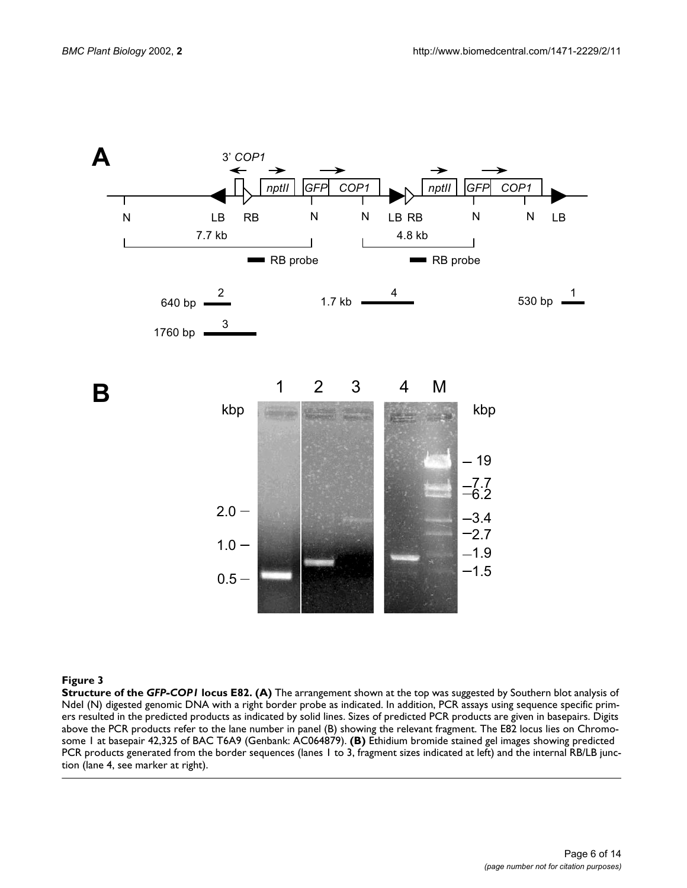**Figure 3**

**Structure of the *GFP-COP1* locus E82. (A)** The arrangement shown at the top was suggested by Southern blot analysis of NdeI (N) digested genomic DNA with a right border probe as indicated. In addition, PCR assays using sequence specific primers resulted in the predicted products as indicated by solid lines. Sizes of predicted PCR products are given in basepairs. Digits above the PCR products refer to the lane number in panel (B) showing the relevant fragment. The E82 locus lies on Chromosome 1 at basepair 42,325 of BAC T6A9 (Genbank: AC064879). **(B)** Ethidium bromide stained gel images showing predicted PCR products generated from the border sequences (lanes 1 to 3, fragment sizes indicated at left) and the internal RB/LB junction (lane 4, see marker at right).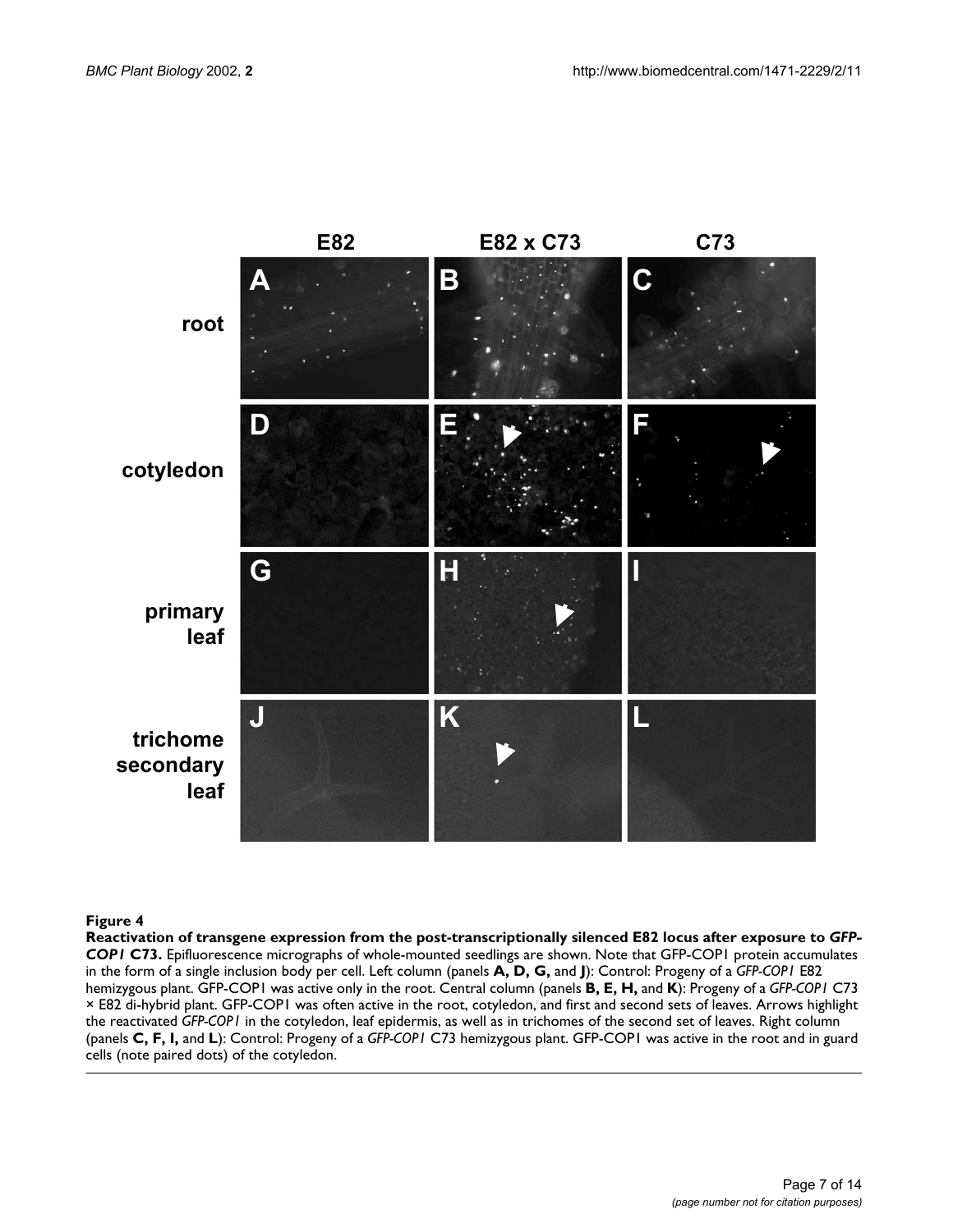**Figure 4**

**Reactivation of transgene expression from the post-transcriptionally silenced E82 locus after exposure to *GFP-COP1* C73.** Epifluorescence micrographs of whole-mounted seedlings are shown. Note that GFP-COP1 protein accumulates in the form of a single inclusion body per cell. Left column (panels **A, D, G,** and **J**): Control: Progeny of a *GFP-COP1* E82 hemizygous plant. GFP-COP1 was active only in the root. Central column (panels **B, E, H,** and **K**): Progeny of a *GFP-COP1* C73 × E82 di-hybrid plant. GFP-COP1 was often active in the root, cotyledon, and first and second sets of leaves. Arrows highlight the reactivated *GFP-COP1* in the cotyledon, leaf epidermis, as well as in trichomes of the second set of leaves. Right column (panels **C, F, I,** and **L**): Control: Progeny of a *GFP-COP1* C73 hemizygous plant. GFP-COP1 was active in the root and in guard cells (note paired dots) of the cotyledon.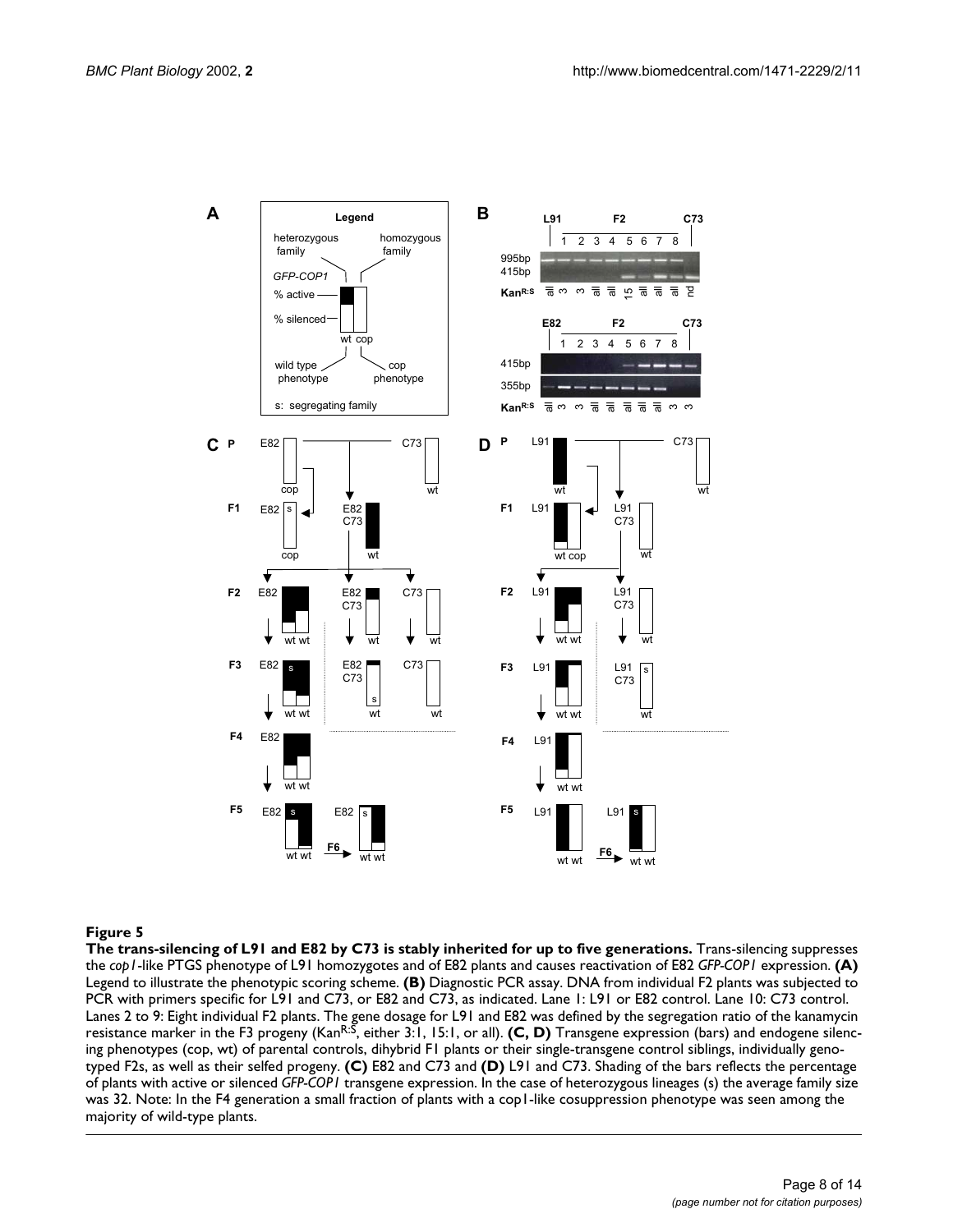**Figure 5**

**The trans-silencing of L91 and E82 by C73 is stably inherited for up to five generations.** Trans-silencing suppresses the *cop1*-like PTGS phenotype of L91 homozygotes and of E82 plants and causes reactivation of E82 *GFP-COP1* expression. **(A)** Legend to illustrate the phenotypic scoring scheme. **(B)** Diagnostic PCR assay. DNA from individual F2 plants was subjected to PCR with primers specific for L91 and C73, or E82 and C73, as indicated. Lane 1: L91 or E82 control. Lane 10: C73 control. Lanes 2 to 9: Eight individual F2 plants. The gene dosage for L91 and E82 was defined by the segregation ratio of the kanamycin resistance marker in the F3 progeny (Kan$^{R:S}$, either 3:1, 15:1, or all). **(C, D)** Transgene expression (bars) and endogene silencing phenotypes (cop, wt) of parental controls, dihybrid F1 plants or their single-transgene control siblings, individually genotyped F2s, as well as their selfed progeny. **(C)** E82 and C73 and **(D)** L91 and C73. Shading of the bars reflects the percentage of plants with active or silenced *GFP-COP1* transgene expression. In the case of heterozygous lineages (s) the average family size was 32. Note: In the F4 generation a small fraction of plants with a cop1-like cosuppression phenotype was seen among the majority of wild-type plants.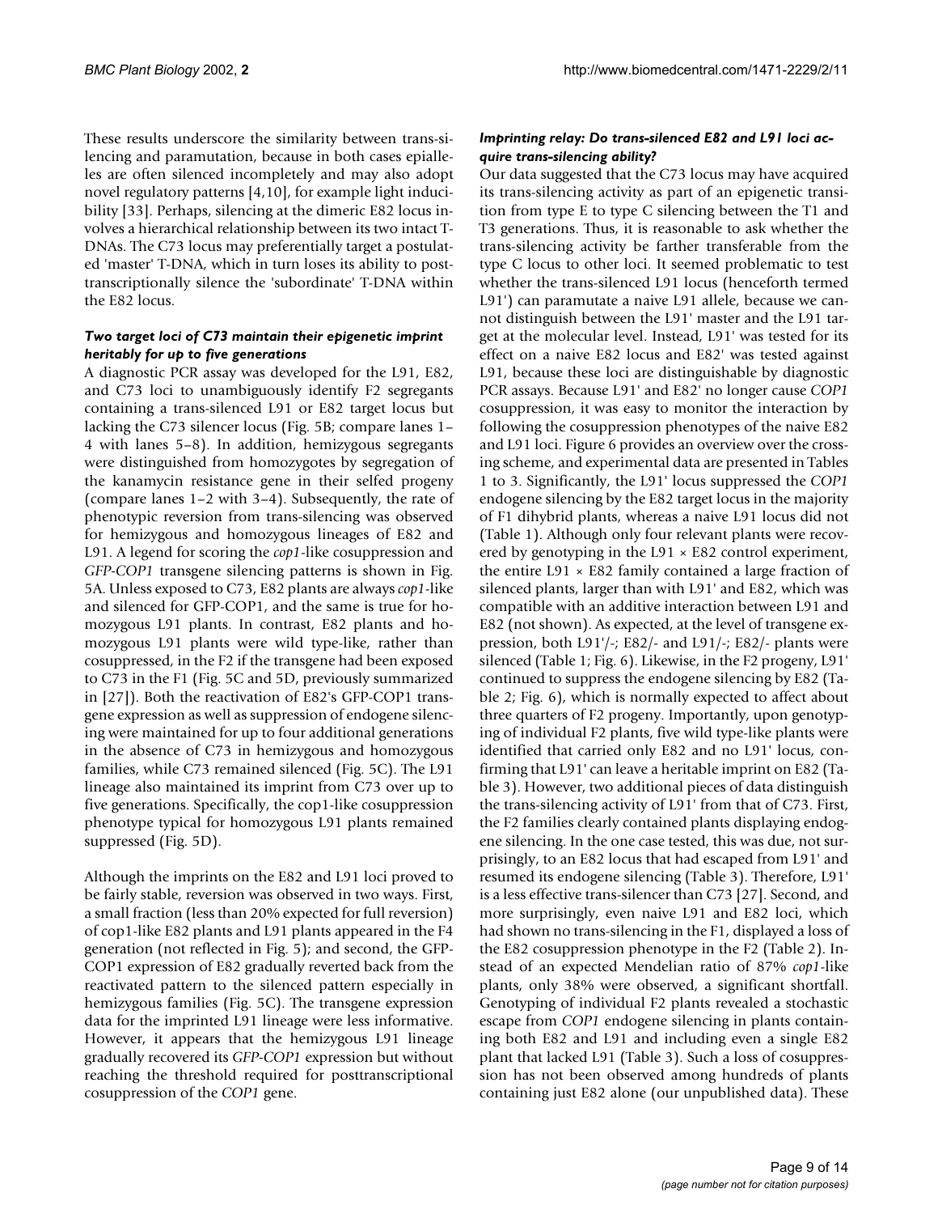These results underscore the similarity between trans-silencing and paramutation, because in both cases epialleles are often silenced incompletely and may also adopt novel regulatory patterns [4,10], for example light inducibility [33]. Perhaps, silencing at the dimeric E82 locus involves a hierarchical relationship between its two intact T-DNAs. The C73 locus may preferentially target a postulated 'master' T-DNA, which in turn loses its ability to post-transcriptionally silence the 'subordinate' T-DNA within the E82 locus.

### *Two target loci of C73 maintain their epigenetic imprint heritably for up to five generations*

A diagnostic PCR assay was developed for the L91, E82, and C73 loci to unambiguously identify F2 segregants containing a trans-silenced L91 or E82 target locus but lacking the C73 silencer locus (Fig. 5B; compare lanes 1–4 with lanes 5–8). In addition, hemizygous segregants were distinguished from homozygotes by segregation of the kanamycin resistance gene in their selfed progeny (compare lanes 1–2 with 3–4). Subsequently, the rate of phenotypic reversion from trans-silencing was observed for hemizygous and homozygous lineages of E82 and L91. A legend for scoring the *cop1*-like cosuppression and *GFP-COP1* transgene silencing patterns is shown in Fig. 5A. Unless exposed to C73, E82 plants are always *cop1*-like and silenced for GFP-COP1, and the same is true for homozygous L91 plants. In contrast, E82 plants and homozygous L91 plants were wild type-like, rather than cosuppressed, in the F2 if the transgene had been exposed to C73 in the F1 (Fig. 5C and 5D, previously summarized in [27]). Both the reactivation of E82's GFP-COP1 transgene expression as well as suppression of endogene silencing were maintained for up to four additional generations in the absence of C73 in hemizygous and homozygous families, while C73 remained silenced (Fig. 5C). The L91 lineage also maintained its imprint from C73 over up to five generations. Specifically, the cop1-like cosuppression phenotype typical for homozygous L91 plants remained suppressed (Fig. 5D).

Although the imprints on the E82 and L91 loci proved to be fairly stable, reversion was observed in two ways. First, a small fraction (less than 20% expected for full reversion) of cop1-like E82 plants and L91 plants appeared in the F4 generation (not reflected in Fig. 5); and second, the GFP-COP1 expression of E82 gradually reverted back from the reactivated pattern to the silenced pattern especially in hemizygous families (Fig. 5C). The transgene expression data for the imprinted L91 lineage were less informative. However, it appears that the hemizygous L91 lineage gradually recovered its *GFP-COP1* expression but without reaching the threshold required for posttranscriptional cosuppression of the *COP1* gene.

### *Imprinting relay: Do trans-silenced E82 and L91 loci acquire trans-silencing ability?*

Our data suggested that the C73 locus may have acquired its trans-silencing activity as part of an epigenetic transition from type E to type C silencing between the T1 and T3 generations. Thus, it is reasonable to ask whether the trans-silencing activity be farther transferable from the type C locus to other loci. It seemed problematic to test whether the trans-silenced L91 locus (henceforth termed L91') can paramutate a naive L91 allele, because we cannot distinguish between the L91' master and the L91 target at the molecular level. Instead, L91' was tested for its effect on a naive E82 locus and E82' was tested against L91, because these loci are distinguishable by diagnostic PCR assays. Because L91' and E82' no longer cause *COP1* cosuppression, it was easy to monitor the interaction by following the cosuppression phenotypes of the naive E82 and L91 loci. Figure 6 provides an overview over the crossing scheme, and experimental data are presented in Tables 1 to 3. Significantly, the L91' locus suppressed the *COP1* endogene silencing by the E82 target locus in the majority of F1 dihybrid plants, whereas a naive L91 locus did not (Table 1). Although only four relevant plants were recovered by genotyping in the L91 × E82 control experiment, the entire L91 × E82 family contained a large fraction of silenced plants, larger than with L91' and E82, which was compatible with an additive interaction between L91 and E82 (not shown). As expected, at the level of transgene expression, both L91'/-; E82/- and L91/-; E82/- plants were silenced (Table 1; Fig. 6). Likewise, in the F2 progeny, L91' continued to suppress the endogene silencing by E82 (Table 2; Fig. 6), which is normally expected to affect about three quarters of F2 progeny. Importantly, upon genotyping of individual F2 plants, five wild type-like plants were identified that carried only E82 and no L91' locus, confirming that L91' can leave a heritable imprint on E82 (Table 3). However, two additional pieces of data distinguish the trans-silencing activity of L91' from that of C73. First, the F2 families clearly contained plants displaying endogene silencing. In the one case tested, this was due, not surprisingly, to an E82 locus that had escaped from L91' and resumed its endogene silencing (Table 3). Therefore, L91' is a less effective trans-silencer than C73 [27]. Second, and more surprisingly, even naive L91 and E82 loci, which had shown no trans-silencing in the F1, displayed a loss of the E82 cosuppression phenotype in the F2 (Table 2). Instead of an expected Mendelian ratio of 87% *cop1*-like plants, only 38% were observed, a significant shortfall. Genotyping of individual F2 plants revealed a stochastic escape from *COP1* endogene silencing in plants containing both E82 and L91 and including even a single E82 plant that lacked L91 (Table 3). Such a loss of cosuppression has not been observed among hundreds of plants containing just E82 alone (our unpublished data). These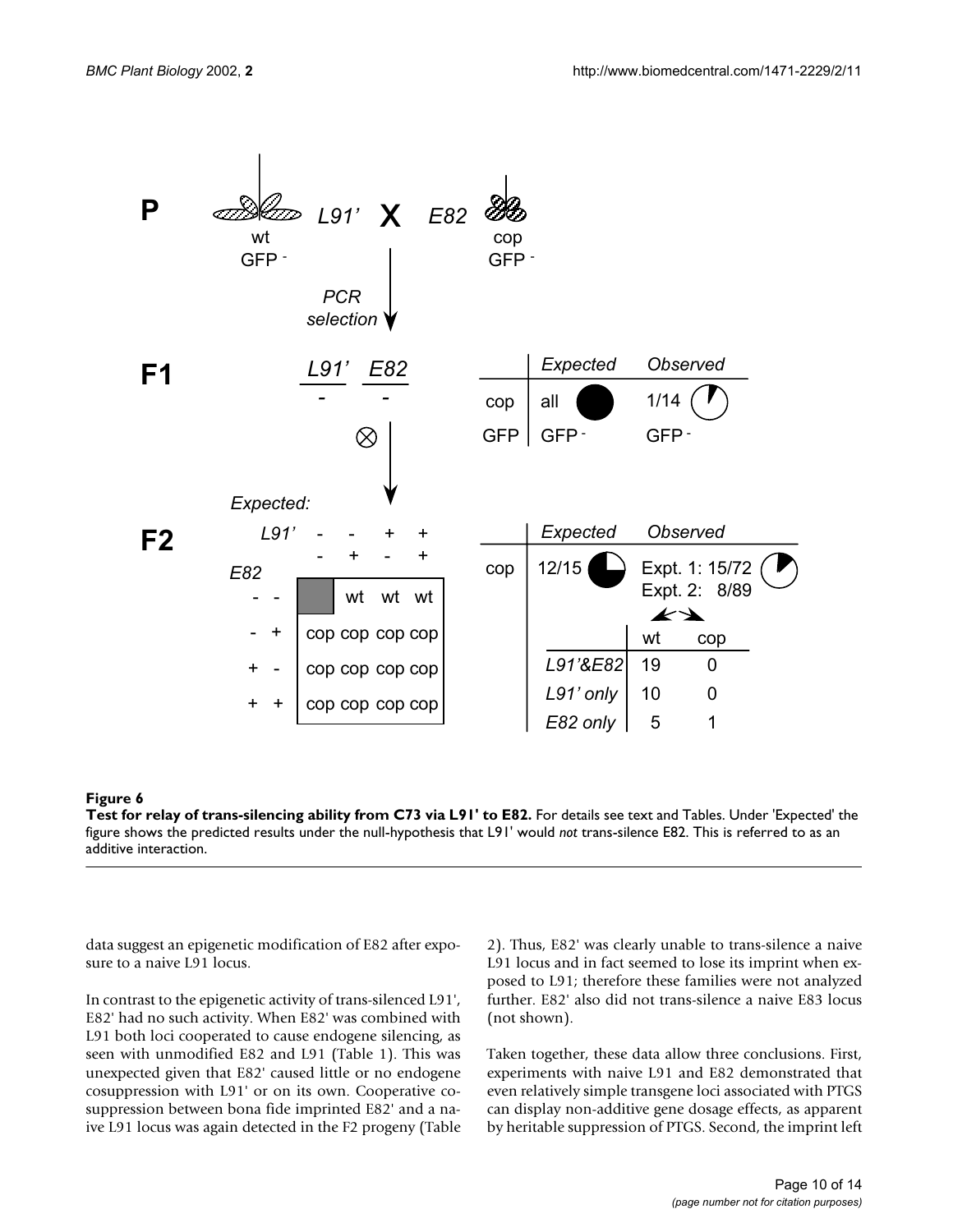**Figure 6**
**Test for relay of trans-silencing ability from C73 via L91' to E82.** For details see text and Tables. Under 'Expected' the figure shows the predicted results under the null-hypothesis that L91' would *not* trans-silence E82. This is referred to as an additive interaction.

data suggest an epigenetic modification of E82 after exposure to a naive L91 locus.

In contrast to the epigenetic activity of trans-silenced L91', E82' had no such activity. When E82' was combined with L91 both loci cooperated to cause endogene silencing, as seen with unmodified E82 and L91 (Table 1). This was unexpected given that E82' caused little or no endogene cosuppression with L91' or on its own. Cooperative cosuppression between bona fide imprinted E82' and a naive L91 locus was again detected in the F2 progeny (Table 2). Thus, E82' was clearly unable to trans-silence a naive L91 locus and in fact seemed to lose its imprint when exposed to L91; therefore these families were not analyzed further. E82' also did not trans-silence a naive E83 locus (not shown).

Taken together, these data allow three conclusions. First, experiments with naive L91 and E82 demonstrated that even relatively simple transgene loci associated with PTGS can display non-additive gene dosage effects, as apparent by heritable suppression of PTGS. Second, the imprint left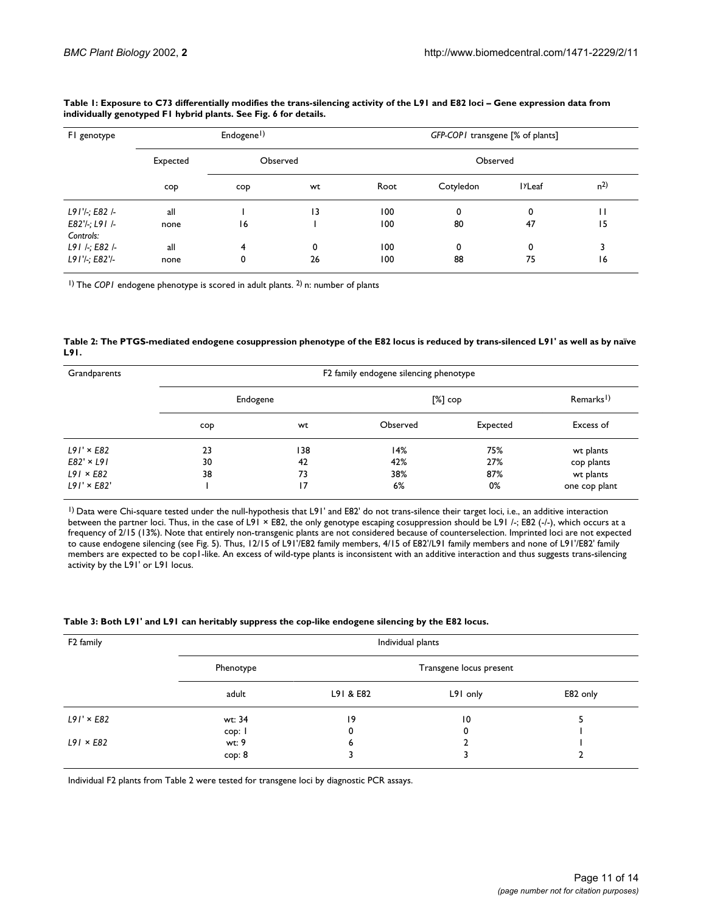**Table 1: Exposure to C73 differentially modifies the trans-silencing activity of the L91 and E82 loci – Gene expression data from individually genotyped F1 hybrid plants. See Fig. 6 for details.**

| F1 genotype | Endogene[1)] | | | *GFP-COP1* transgene [% of plants] | | | |
|---|---|---|---|---|---|---|---|
| | Expected | Observed | | Observed | | | |
| | cop | cop | wt | Root | Cotyledon | 1ʸLeaf | n[2)] |
| *L91'/-; E82 /-* | all | 1 | 13 | 100 | 0 | 0 | 11 |
| *E82'/-; L91 /-* | none | 16 | 1 | 100 | 80 | 47 | 15 |
| *Controls:* | | | | | | | |
| *L91 /-; E82 /-* | all | 4 | 0 | 100 | 0 | 0 | 3 |
| *L91'/-; E82'/-* | none | 0 | 26 | 100 | 88 | 75 | 16 |

[1)] The *COP1* endogene phenotype is scored in adult plants. [2)] n: number of plants

**Table 2: The PTGS-mediated endogene cosuppression phenotype of the E82 locus is reduced by trans-silenced L91' as well as by naïve L91.**

| Grandparents | F2 family endogene silencing phenotype | | | | |
|---|---|---|---|---|---|
| | Endogene | | [%] cop | | Remarks[1)] |
| | cop | wt | Observed | Expected | Excess of |
| *L91' × E82* | 23 | 138 | 14% | 75% | wt plants |
| *E82' × L91* | 30 | 42 | 42% | 27% | cop plants |
| *L91 × E82* | 38 | 73 | 38% | 87% | wt plants |
| *L91' × E82'* | 1 | 17 | 6% | 0% | one cop plant |

[1)] Data were Chi-square tested under the null-hypothesis that L91' and E82' do not trans-silence their target loci, i.e., an additive interaction between the partner loci. Thus, in the case of L91 × E82, the only genotype escaping cosuppression should be L91 /-; E82 (-/-), which occurs at a frequency of 2/15 (13%). Note that entirely non-transgenic plants are not considered because of counterselection. Imprinted loci are not expected to cause endogene silencing (see Fig. 5). Thus, 12/15 of L91'/E82 family members, 4/15 of E82'/L91 family members and none of L91'/E82' family members are expected to be cop1-like. An excess of wild-type plants is inconsistent with an additive interaction and thus suggests trans-silencing activity by the L91' or L91 locus.

**Table 3: Both L91' and L91 can heritably suppress the cop-like endogene silencing by the E82 locus.**

| F2 family | Individual plants | | | |
|---|---|---|---|---|
| | Phenotype | Transgene locus present | | |
| | adult | L91 & E82 | L91 only | E82 only |
| *L91' × E82* | wt: 34 | 19 | 10 | 5 |
| | cop: 1 | 0 | 0 | 1 |
| *L91 × E82* | wt: 9 | 6 | 2 | 1 |
| | cop: 8 | 3 | 3 | 2 |

Individual F2 plants from Table 2 were tested for transgene loci by diagnostic PCR assays.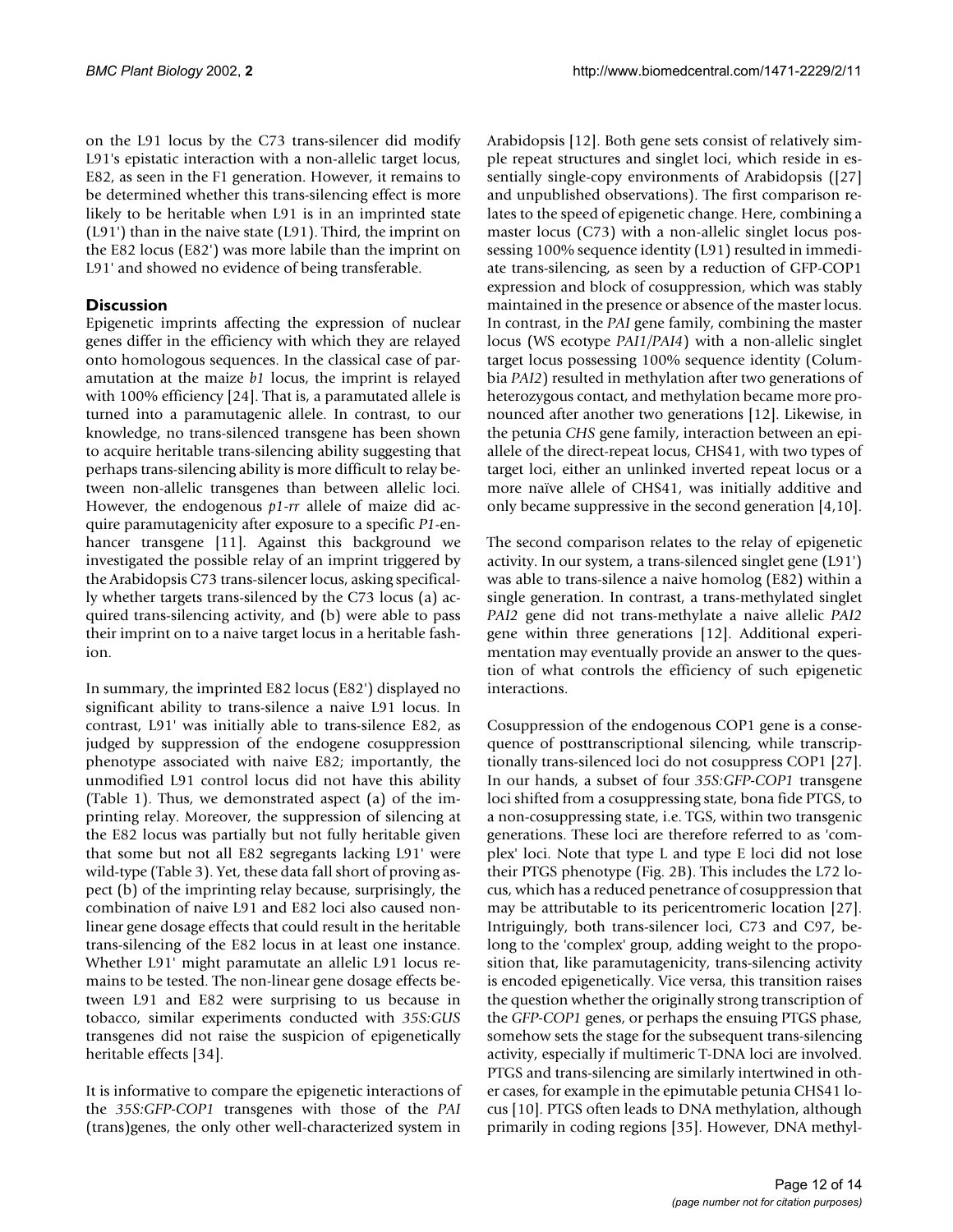on the L91 locus by the C73 trans-silencer did modify L91's epistatic interaction with a non-allelic target locus, E82, as seen in the F1 generation. However, it remains to be determined whether this trans-silencing effect is more likely to be heritable when L91 is in an imprinted state (L91') than in the naive state (L91). Third, the imprint on the E82 locus (E82') was more labile than the imprint on L91' and showed no evidence of being transferable.

## Discussion

Epigenetic imprints affecting the expression of nuclear genes differ in the efficiency with which they are relayed onto homologous sequences. In the classical case of paramutation at the maize *b1* locus, the imprint is relayed with 100% efficiency [24]. That is, a paramutated allele is turned into a paramutagenic allele. In contrast, to our knowledge, no trans-silenced transgene has been shown to acquire heritable trans-silencing ability suggesting that perhaps trans-silencing ability is more difficult to relay between non-allelic transgenes than between allelic loci. However, the endogenous *p1-rr* allele of maize did acquire paramutagenicity after exposure to a specific *P1*-enhancer transgene [11]. Against this background we investigated the possible relay of an imprint triggered by the Arabidopsis C73 trans-silencer locus, asking specifically whether targets trans-silenced by the C73 locus (a) acquired trans-silencing activity, and (b) were able to pass their imprint on to a naive target locus in a heritable fashion.

In summary, the imprinted E82 locus (E82') displayed no significant ability to trans-silence a naive L91 locus. In contrast, L91' was initially able to trans-silence E82, as judged by suppression of the endogene cosuppression phenotype associated with naive E82; importantly, the unmodified L91 control locus did not have this ability (Table 1). Thus, we demonstrated aspect (a) of the imprinting relay. Moreover, the suppression of silencing at the E82 locus was partially but not fully heritable given that some but not all E82 segregants lacking L91' were wild-type (Table 3). Yet, these data fall short of proving aspect (b) of the imprinting relay because, surprisingly, the combination of naive L91 and E82 loci also caused non-linear gene dosage effects that could result in the heritable trans-silencing of the E82 locus in at least one instance. Whether L91' might paramutate an allelic L91 locus remains to be tested. The non-linear gene dosage effects between L91 and E82 were surprising to us because in tobacco, similar experiments conducted with *35S:GUS* transgenes did not raise the suspicion of epigenetically heritable effects [34].

It is informative to compare the epigenetic interactions of the *35S:GFP-COP1* transgenes with those of the *PAI* (trans)genes, the only other well-characterized system in Arabidopsis [12]. Both gene sets consist of relatively simple repeat structures and singlet loci, which reside in essentially single-copy environments of Arabidopsis ([27] and unpublished observations). The first comparison relates to the speed of epigenetic change. Here, combining a master locus (C73) with a non-allelic singlet locus possessing 100% sequence identity (L91) resulted in immediate trans-silencing, as seen by a reduction of GFP-COP1 expression and block of cosuppression, which was stably maintained in the presence or absence of the master locus. In contrast, in the *PAI* gene family, combining the master locus (WS ecotype *PAI1/PAI4*) with a non-allelic singlet target locus possessing 100% sequence identity (Columbia *PAI2*) resulted in methylation after two generations of heterozygous contact, and methylation became more pronounced after another two generations [12]. Likewise, in the petunia *CHS* gene family, interaction between an epiallele of the direct-repeat locus, CHS41, with two types of target loci, either an unlinked inverted repeat locus or a more naïve allele of CHS41, was initially additive and only became suppressive in the second generation [4,10].

The second comparison relates to the relay of epigenetic activity. In our system, a trans-silenced singlet gene (L91') was able to trans-silence a naive homolog (E82) within a single generation. In contrast, a trans-methylated singlet *PAI2* gene did not trans-methylate a naive allelic *PAI2* gene within three generations [12]. Additional experimentation may eventually provide an answer to the question of what controls the efficiency of such epigenetic interactions.

Cosuppression of the endogenous COP1 gene is a consequence of posttranscriptional silencing, while transcriptionally trans-silenced loci do not cosuppress COP1 [27]. In our hands, a subset of four *35S:GFP-COP1* transgene loci shifted from a cosuppressing state, bona fide PTGS, to a non-cosuppressing state, i.e. TGS, within two transgenic generations. These loci are therefore referred to as 'complex' loci. Note that type L and type E loci did not lose their PTGS phenotype (Fig. 2B). This includes the L72 locus, which has a reduced penetrance of cosuppression that may be attributable to its pericentromeric location [27]. Intriguingly, both trans-silencer loci, C73 and C97, belong to the 'complex' group, adding weight to the proposition that, like paramutagenicity, trans-silencing activity is encoded epigenetically. Vice versa, this transition raises the question whether the originally strong transcription of the *GFP-COP1* genes, or perhaps the ensuing PTGS phase, somehow sets the stage for the subsequent trans-silencing activity, especially if multimeric T-DNA loci are involved. PTGS and trans-silencing are similarly intertwined in other cases, for example in the epimutable petunia CHS41 locus [10]. PTGS often leads to DNA methylation, although primarily in coding regions [35]. However, DNA methyl-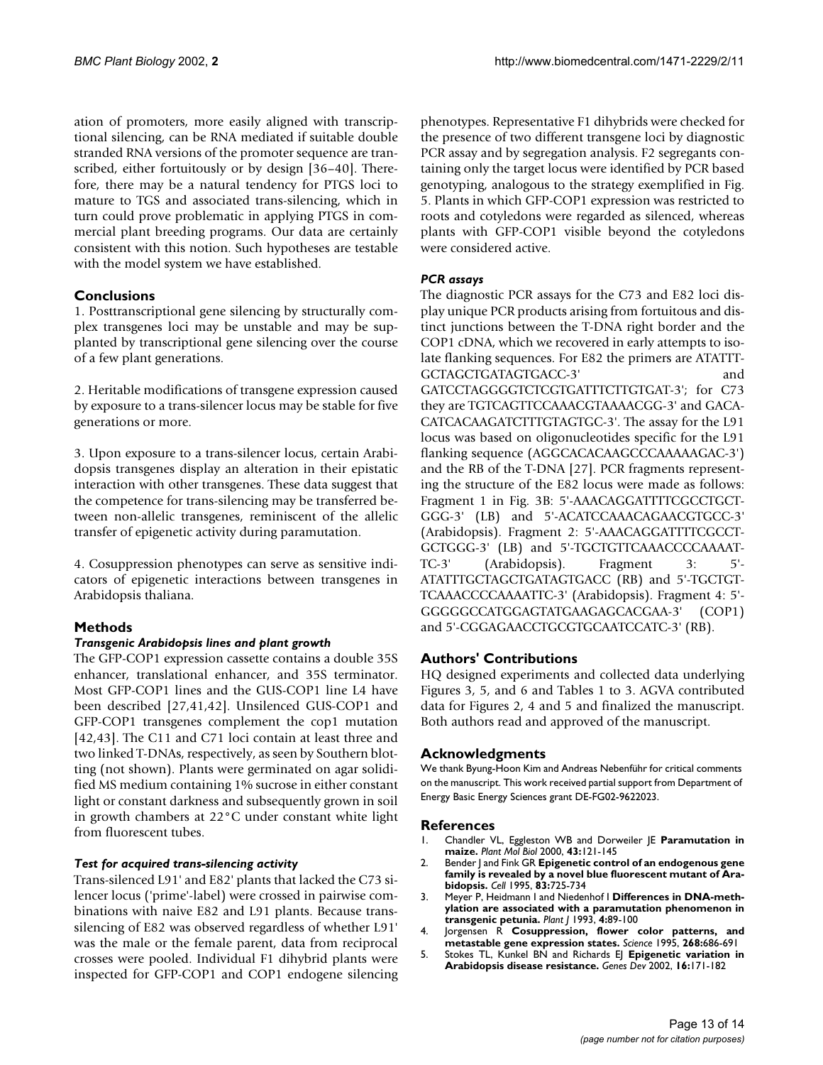ation of promoters, more easily aligned with transcriptional silencing, can be RNA mediated if suitable double stranded RNA versions of the promoter sequence are transcribed, either fortuitously or by design [36–40]. Therefore, there may be a natural tendency for PTGS loci to mature to TGS and associated trans-silencing, which in turn could prove problematic in applying PTGS in commercial plant breeding programs. Our data are certainly consistent with this notion. Such hypotheses are testable with the model system we have established.

## Conclusions

1. Posttranscriptional gene silencing by structurally complex transgenes loci may be unstable and may be supplanted by transcriptional gene silencing over the course of a few plant generations.

2. Heritable modifications of transgene expression caused by exposure to a trans-silencer locus may be stable for five generations or more.

3. Upon exposure to a trans-silencer locus, certain Arabidopsis transgenes display an alteration in their epistatic interaction with other transgenes. These data suggest that the competence for trans-silencing may be transferred between non-allelic transgenes, reminiscent of the allelic transfer of epigenetic activity during paramutation.

4. Cosuppression phenotypes can serve as sensitive indicators of epigenetic interactions between transgenes in Arabidopsis thaliana.

## Methods

### *Transgenic Arabidopsis lines and plant growth*

The GFP-COP1 expression cassette contains a double 35S enhancer, translational enhancer, and 35S terminator. Most GFP-COP1 lines and the GUS-COP1 line L4 have been described [27,41,42]. Unsilenced GUS-COP1 and GFP-COP1 transgenes complement the cop1 mutation [42,43]. The C11 and C71 loci contain at least three and two linked T-DNAs, respectively, as seen by Southern blotting (not shown). Plants were germinated on agar solidified MS medium containing 1% sucrose in either constant light or constant darkness and subsequently grown in soil in growth chambers at 22°C under constant white light from fluorescent tubes.

### *Test for acquired trans-silencing activity*

Trans-silenced L91' and E82' plants that lacked the C73 silencer locus ('prime'-label) were crossed in pairwise combinations with naive E82 and L91 plants. Because trans-silencing of E82 was observed regardless of whether L91' was the male or the female parent, data from reciprocal crosses were pooled. Individual F1 dihybrid plants were inspected for GFP-COP1 and COP1 endogene silencing phenotypes. Representative F1 dihybrids were checked for the presence of two different transgene loci by diagnostic PCR assay and by segregation analysis. F2 segregants containing only the target locus were identified by PCR based genotyping, analogous to the strategy exemplified in Fig. 5. Plants in which GFP-COP1 expression was restricted to roots and cotyledons were regarded as silenced, whereas plants with GFP-COP1 visible beyond the cotyledons were considered active.

### *PCR assays*

The diagnostic PCR assays for the C73 and E82 loci display unique PCR products arising from fortuitous and distinct junctions between the T-DNA right border and the COP1 cDNA, which we recovered in early attempts to isolate flanking sequences. For E82 the primers are ATATTGCTAGCTGATAGTGACC-3' and GATCCTAGGGGTCTCGTGATTTCTTGTGAT-3'; for C73 they are TGTCAGTTCCAAACGTAAAACGG-3' and GACACATCACAAGATCTTTGTAGTGC-3'. The assay for the L91 locus was based on oligonucleotides specific for the L91 flanking sequence (AGGCACACAAGCCCAAAAAGAC-3') and the RB of the T-DNA [27]. PCR fragments representing the structure of the E82 locus were made as follows: Fragment 1 in Fig. 3B: 5'-AAACAGGATTTTCGCCTGCTGGG-3' (LB) and 5'-ACATCCAAACAGAACGTGCC-3' (Arabidopsis). Fragment 2: 5'-AAACAGGATTTTCGCCTGCTGGG-3' (LB) and 5'-TGCTGTTCAAACCCCAAAATTC-3' (Arabidopsis). Fragment 3: 5'-ATATTTGCTAGCTGATAGTGACC (RB) and 5'-TGCTGTTCAAACCCCAAAATTC-3' (Arabidopsis). Fragment 4: 5'-GGGGGCCATGGAGTATGAAGAGCACGAA-3' (COP1) and 5'-CGGAGAACCTGCGTGCAATCCATC-3' (RB).

## Authors' Contributions

HQ designed experiments and collected data underlying Figures 3, 5, and 6 and Tables 1 to 3. AGVA contributed data for Figures 2, 4 and 5 and finalized the manuscript. Both authors read and approved of the manuscript.

## Acknowledgments

We thank Byung-Hoon Kim and Andreas Nebenführ for critical comments on the manuscript. This work received partial support from Department of Energy Basic Energy Sciences grant DE-FG02-9622023.

## References

1. Chandler VL, Eggleston WB and Dorweiler JE **Paramutation in maize.** *Plant Mol Biol* 2000, **43:**121-145
2. Bender J and Fink GR **Epigenetic control of an endogenous gene family is revealed by a novel blue fluorescent mutant of Arabidopsis.** *Cell* 1995, **83:**725-734
3. Meyer P, Heidmann I and Niedenhof I **Differences in DNA-methylation are associated with a paramutation phenomenon in transgenic petunia.** *Plant J* 1993, **4:**89-100
4. Jorgensen R **Cosuppression, flower color patterns, and metastable gene expression states.** *Science* 1995, **268:**686-691
5. Stokes TL, Kunkel BN and Richards EJ **Epigenetic variation in Arabidopsis disease resistance.** *Genes Dev* 2002, **16:**171-182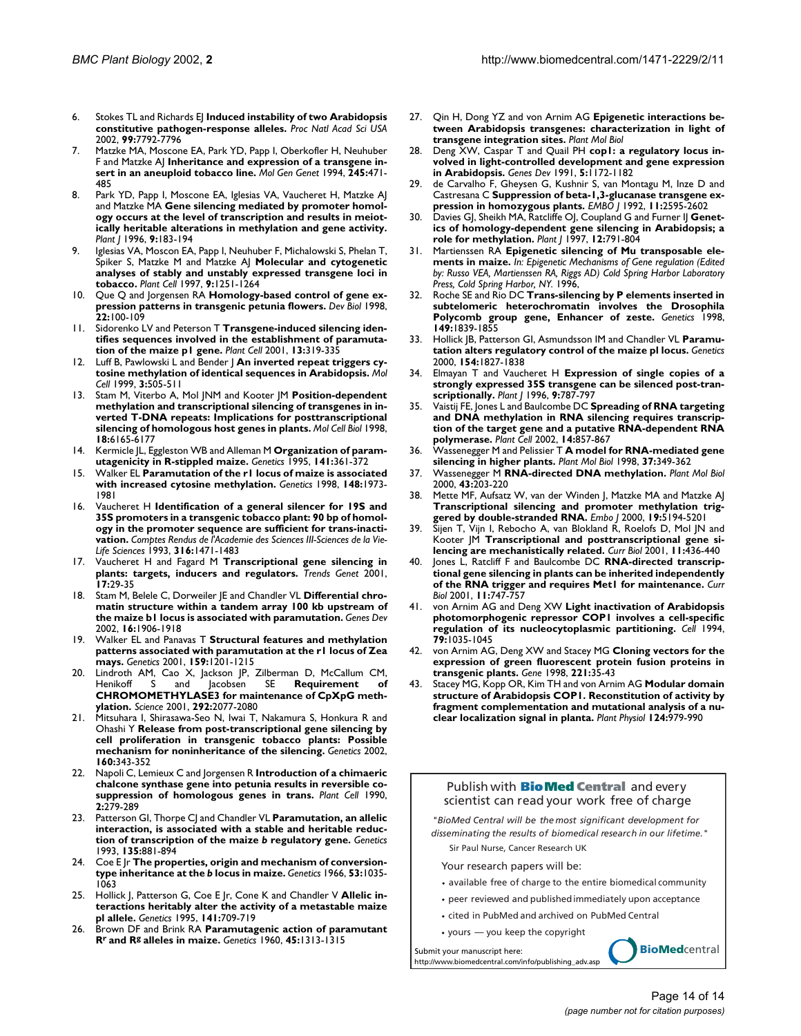6. Stokes TL and Richards EJ **Induced instability of two Arabidopsis constitutive pathogen-response alleles.** *Proc Natl Acad Sci USA* 2002, **99:**7792-7796
7. Matzke MA, Moscone EA, Park YD, Papp I, Oberkofler H, Neuhuber F and Matzke AJ **Inheritance and expression of a transgene insert in an aneuploid tobacco line.** *Mol Gen Genet* 1994, **245:**471-485
8. Park YD, Papp I, Moscone EA, Iglesias VA, Vaucheret H, Matzke AJ and Matzke MA **Gene silencing mediated by promoter homology occurs at the level of transcription and results in meiotically heritable alterations in methylation and gene activity.** *Plant J* 1996, **9:**183-194
9. Iglesias VA, Moscon EA, Papp I, Neuhuber F, Michalowski S, Phelan T, Spiker S, Matzke M and Matzke AJ **Molecular and cytogenetic analyses of stably and unstably expressed transgene loci in tobacco.** *Plant Cell* 1997, **9:**1251-1264
10. Que Q and Jorgensen RA **Homology-based control of gene expression patterns in transgenic petunia flowers.** *Dev Biol* 1998, **22:**100-109
11. Sidorenko LV and Peterson T **Transgene-induced silencing identifies sequences involved in the establishment of paramutation of the maize p1 gene.** *Plant Cell* 2001, **13:**319-335
12. Luff B, Pawlowski L and Bender J **An inverted repeat triggers cytosine methylation of identical sequences in Arabidopsis.** *Mol Cell* 1999, **3:**505-511
13. Stam M, Viterbo A, Mol JNM and Kooter JM **Position-dependent methylation and transcriptional silencing of transgenes in inverted T-DNA repeats: Implications for posttranscriptional silencing of homologous host genes in plants.** *Mol Cell Biol* 1998, **18:**6165-6177
14. Kermicle JL, Eggleston WB and Alleman M **Organization of paramutagenicity in R-stippled maize.** *Genetics* 1995, **141:**361-372
15. Walker EL **Paramutation of the r1 locus of maize is associated with increased cytosine methylation.** *Genetics* 1998, **148:**1973-1981
16. Vaucheret H **Identification of a general silencer for 19S and 35S promoters in a transgenic tobacco plant: 90 bp of homology in the promoter sequence are sufficient for trans-inactivation.** *Comptes Rendus de l'Academie des Sciences III-Sciences de la Vie-Life Sciences* 1993, **316:**1471-1483
17. Vaucheret H and Fagard M **Transcriptional gene silencing in plants: targets, inducers and regulators.** *Trends Genet* 2001, **17:**29-35
18. Stam M, Belele C, Dorweiler JE and Chandler VL **Differential chromatin structure within a tandem array 100 kb upstream of the maize b1 locus is associated with paramutation.** *Genes Dev* 2002, **16:**1906-1918
19. Walker EL and Panavas T **Structural features and methylation patterns associated with paramutation at the r1 locus of Zea mays.** *Genetics* 2001, **159:**1201-1215
20. Lindroth AM, Cao X, Jackson JP, Zilberman D, McCallum CM, Henikoff S and Jacobsen SE **Requirement of CHROMOMETHYLASE3 for maintenance of CpXpG methylation.** *Science* 2001, **292:**2077-2080
21. Mitsuhara I, Shirasawa-Seo N, Iwai T, Nakamura S, Honkura R and Ohashi Y **Release from post-transcriptional gene silencing by cell proliferation in transgenic tobacco plants: Possible mechanism for noninheritance of the silencing.** *Genetics* 2002, **160:**343-352
22. Napoli C, Lemieux C and Jorgensen R **Introduction of a chimaeric chalcone synthase gene into petunia results in reversible co-suppression of homologous genes in trans.** *Plant Cell* 1990, **2:**279-289
23. Patterson GI, Thorpe CJ and Chandler VL **Paramutation, an allelic interaction, is associated with a stable and heritable reduction of transcription of the maize *b* regulatory gene.** *Genetics* 1993, **135:**881-894
24. Coe E Jr **The properties, origin and mechanism of conversion-type inheritance at the *b* locus in maize.** *Genetics* 1966, **53:**1035-1063
25. Hollick J, Patterson G, Coe E Jr, Cone K and Chandler V **Allelic interactions heritably alter the activity of a metastable maize pl allele.** *Genetics* 1995, **141:**709-719
26. Brown DF and Brink RA **Paramutagenic action of paramutant $R^r$ and $R^g$ alleles in maize.** *Genetics* 1960, **45:**1313-1315
27. Qin H, Dong YZ and von Arnim AG **Epigenetic interactions between Arabidopsis transgenes: characterization in light of transgene integration sites.** *Plant Mol Biol*
28. Deng XW, Caspar T and Quail PH **cop1: a regulatory locus involved in light-controlled development and gene expression in Arabidopsis.** *Genes Dev* 1991, **5:**1172-1182
29. de Carvalho F, Gheysen G, Kushnir S, van Montagu M, Inze D and Castresana C **Suppression of beta-1,3-glucanase transgene expression in homozygous plants.** *EMBO J* 1992, **11:**2595-2602
30. Davies GJ, Sheikh MA, Ratcliffe OJ, Coupland G and Furner IJ **Genetics of homology-dependent gene silencing in Arabidopsis; a role for methylation.** *Plant J* 1997, **12:**791-804
31. Martienssen RA **Epigenetic silencing of Mu transposable elements in maize.** *In: Epigenetic Mechanisms of Gene regulation (Edited by: Russo VEA, Martienssen RA, Riggs AD) Cold Spring Harbor Laboratory Press, Cold Spring Harbor, NY.* 1996,
32. Roche SE and Rio DC **Trans-silencing by P elements inserted in subtelomeric heterochromatin involves the Drosophila Polycomb group gene, Enhancer of zeste.** *Genetics* 1998, **149:**1839-1855
33. Hollick JB, Patterson GI, Asmundsson IM and Chandler VL **Paramutation alters regulatory control of the maize pl locus.** *Genetics* 2000, **154:**1827-1838
34. Elmayan T and Vaucheret H **Expression of single copies of a strongly expressed 35S transgene can be silenced post-transcriptionally.** *Plant J* 1996, **9:**787-797
35. Vaistij FE, Jones L and Baulcombe DC **Spreading of RNA targeting and DNA methylation in RNA silencing requires transcription of the target gene and a putative RNA-dependent RNA polymerase.** *Plant Cell* 2002, **14:**857-867
36. Wassenegger M and Pelissier T **A model for RNA-mediated gene silencing in higher plants.** *Plant Mol Biol* 1998, **37:**349-362
37. Wassenegger M **RNA-directed DNA methylation.** *Plant Mol Biol* 2000, **43:**203-220
38. Mette MF, Aufsatz W, van der Winden J, Matzke MA and Matzke AJ **Transcriptional silencing and promoter methylation triggered by double-stranded RNA.** *Embo J* 2000, **19:**5194-5201
39. Sijen T, Vijn I, Rebocho A, van Blokland R, Roelofs D, Mol JN and Kooter JM **Transcriptional and posttranscriptional gene silencing are mechanistically related.** *Curr Biol* 2001, **11:**436-440
40. Jones L, Ratcliff F and Baulcombe DC **RNA-directed transcriptional gene silencing in plants can be inherited independently of the RNA trigger and requires Met1 for maintenance.** *Curr Biol* 2001, **11:**747-757
41. von Arnim AG and Deng XW **Light inactivation of Arabidopsis photomorphogenic repressor COP1 involves a cell-specific regulation of its nucleocytoplasmic partitioning.** *Cell* 1994, **79:**1035-1045
42. von Arnim AG, Deng XW and Stacey MG **Cloning vectors for the expression of green fluorescent protein fusion proteins in transgenic plants.** *Gene* 1998, **221:**35-43
43. Stacey MG, Kopp OR, Kim TH and von Arnim AG **Modular domain structure of Arabidopsis COP1. Reconstitution of activity by fragment complementation and mutational analysis of a nuclear localization signal in planta.** *Plant Physiol* **124:**979-990

Publish with **BioMed Central** and every scientist can read your work free of charge

*"BioMed Central will be the most significant development for disseminating the results of biomedical research in our lifetime."*
Sir Paul Nurse, Cancer Research UK

Your research papers will be:

- available free of charge to the entire biomedical community
- peer reviewed and published immediately upon acceptance
- cited in PubMed and archived on PubMed Central
- yours — you keep the copyright

Submit your manuscript here:
http://www.biomedcentral.com/info/publishing_adv.asp

BioMedcentral